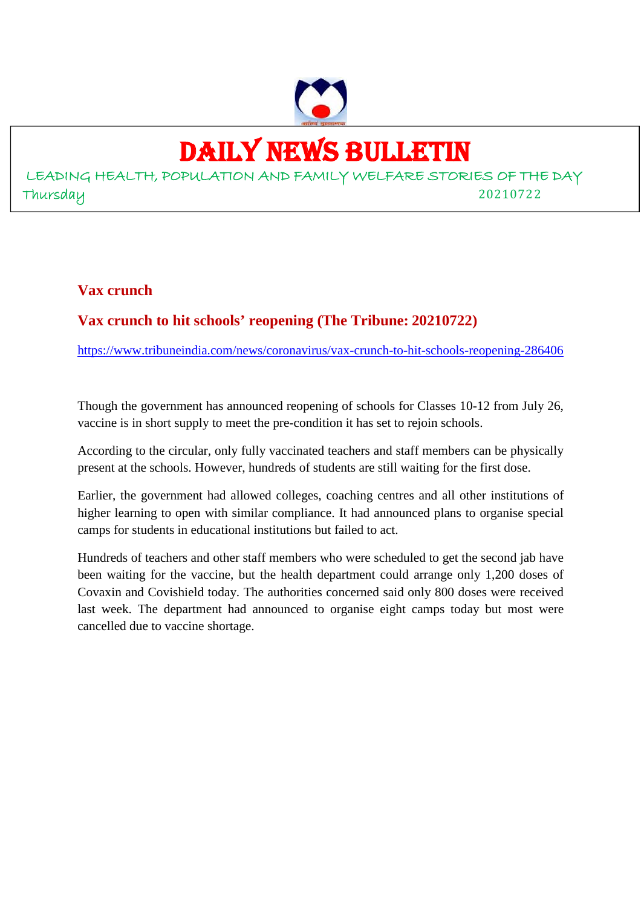# DAILY NEWS BULLETIN

LEADING HEALTH, POPULATION AND FAMILY WELFARE STORIES OF THE DAY

Thursday 20210722

## Vax crunch

### Vax crunch to hit schools' reopening (The Tribune: 20210722)

https://www.tribuneindia.com/news/coronavirus/vax-crunch-to-hit-schools-reopening-286406

Though the government has announced reopening of schools for Classes 10-12 from July 26, vaccine is in short supply to meet the pre-condition it has set to rejoin schools.

According to the circular, only fully vaccinated teachers and staff members can be physically present at the schools. However, hundreds of students are still waiting for the first dose.

Earlier, the government had allowed colleges, coaching centres and all other institutions of higher learning to open with similar compliance. It had announced plans to organise special camps for students in educational institutions but failed to act.

Hundreds of teachers and other staff members who were scheduled to get the second jab have been waiting for the vaccine, but the health department could arrange only 1,200 doses of Covaxin and Covishield today. The authorities concerned said only 800 doses were received last week. The department had announced to organise eight camps today but most were cancelled due to vaccine shortage.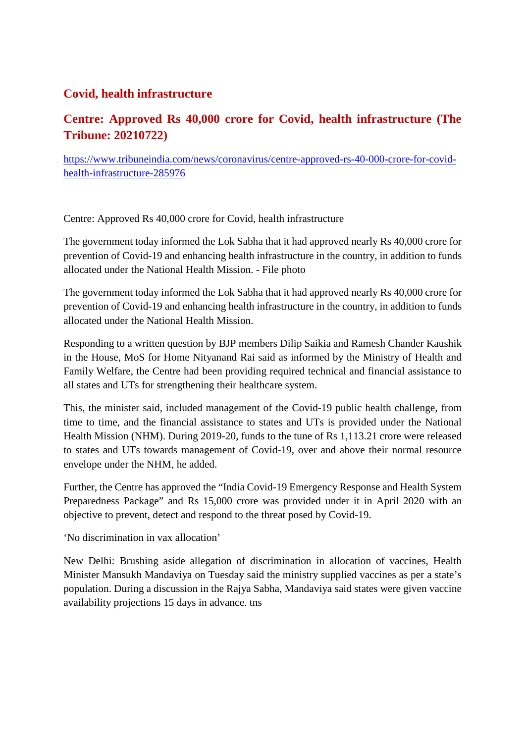## Covid, health infrastructure

## Centre: Approved Rs 40,000 crore for Covid, health infrastructure (The Tribune: 20210722)

https://www.tribuneindia.com/news/coronavirus/centre-approved-rs-40-000-crore-for-covid-health-infrastructure-285976

Centre: Approved Rs 40,000 crore for Covid, health infrastructure

The government today informed the Lok Sabha that it had approved nearly Rs 40,000 crore for prevention of Covid-19 and enhancing health infrastructure in the country, in addition to funds allocated under the National Health Mission. - File photo

The government today informed the Lok Sabha that it had approved nearly Rs 40,000 crore for prevention of Covid-19 and enhancing health infrastructure in the country, in addition to funds allocated under the National Health Mission.

Responding to a written question by BJP members Dilip Saikia and Ramesh Chander Kaushik in the House, MoS for Home Nityanand Rai said as informed by the Ministry of Health and Family Welfare, the Centre had been providing required technical and financial assistance to all states and UTs for strengthening their healthcare system.

This, the minister said, included management of the Covid-19 public health challenge, from time to time, and the financial assistance to states and UTs is provided under the National Health Mission (NHM). During 2019-20, funds to the tune of Rs 1,113.21 crore were released to states and UTs towards management of Covid-19, over and above their normal resource envelope under the NHM, he added.

Further, the Centre has approved the "India Covid-19 Emergency Response and Health System Preparedness Package" and Rs 15,000 crore was provided under it in April 2020 with an objective to prevent, detect and respond to the threat posed by Covid-19.

'No discrimination in vax allocation'

New Delhi: Brushing aside allegation of discrimination in allocation of vaccines, Health Minister Mansukh Mandaviya on Tuesday said the ministry supplied vaccines as per a state's population. During a discussion in the Rajya Sabha, Mandaviya said states were given vaccine availability projections 15 days in advance. tns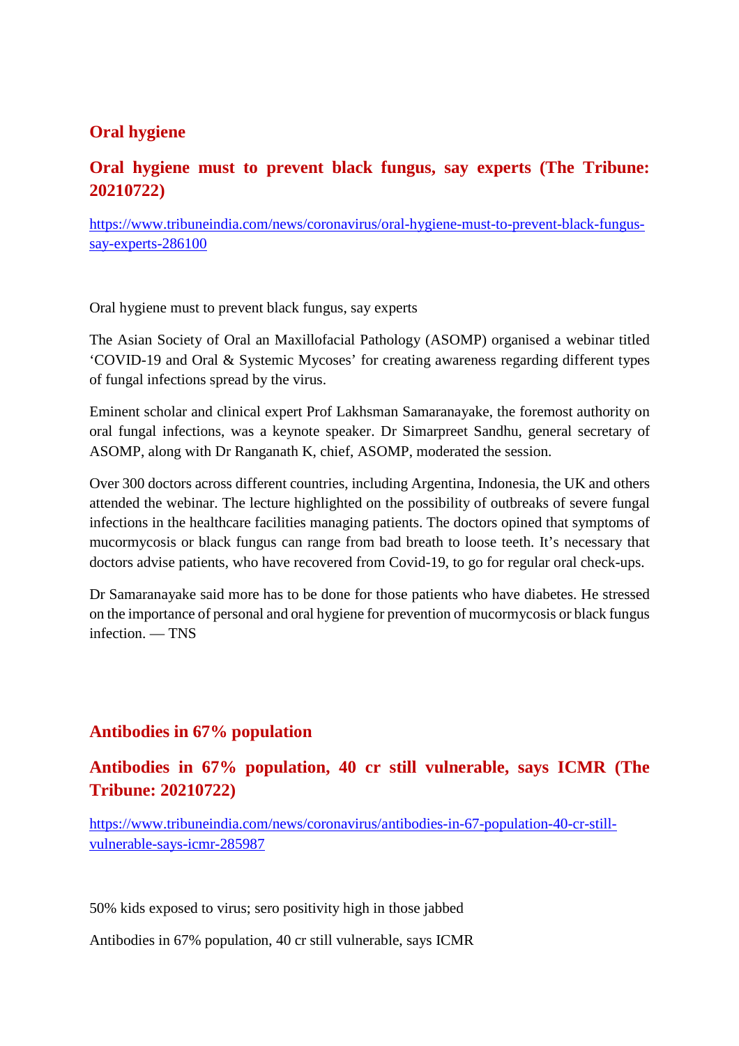## Oral hygiene

### Oral hygiene must to prevent black fungus, say experts (The Tribune: 20210722)

https://www.tribuneindia.com/news/coronavirus/oral-hygiene-must-to-prevent-black-fungus-say-experts-286100

Oral hygiene must to prevent black fungus, say experts

The Asian Society of Oral an Maxillofacial Pathology (ASOMP) organised a webinar titled 'COVID-19 and Oral & Systemic Mycoses' for creating awareness regarding different types of fungal infections spread by the virus.

Eminent scholar and clinical expert Prof Lakhsman Samaranayake, the foremost authority on oral fungal infections, was a keynote speaker. Dr Simarpreet Sandhu, general secretary of ASOMP, along with Dr Ranganath K, chief, ASOMP, moderated the session.

Over 300 doctors across different countries, including Argentina, Indonesia, the UK and others attended the webinar. The lecture highlighted on the possibility of outbreaks of severe fungal infections in the healthcare facilities managing patients. The doctors opined that symptoms of mucormycosis or black fungus can range from bad breath to loose teeth. It's necessary that doctors advise patients, who have recovered from Covid-19, to go for regular oral check-ups.

Dr Samaranayake said more has to be done for those patients who have diabetes. He stressed on the importance of personal and oral hygiene for prevention of mucormycosis or black fungus infection. — TNS

## Antibodies in 67% population

### Antibodies in 67% population, 40 cr still vulnerable, says ICMR (The Tribune: 20210722)

https://www.tribuneindia.com/news/coronavirus/antibodies-in-67-population-40-cr-still-vulnerable-says-icmr-285987

50% kids exposed to virus; sero positivity high in those jabbed

Antibodies in 67% population, 40 cr still vulnerable, says ICMR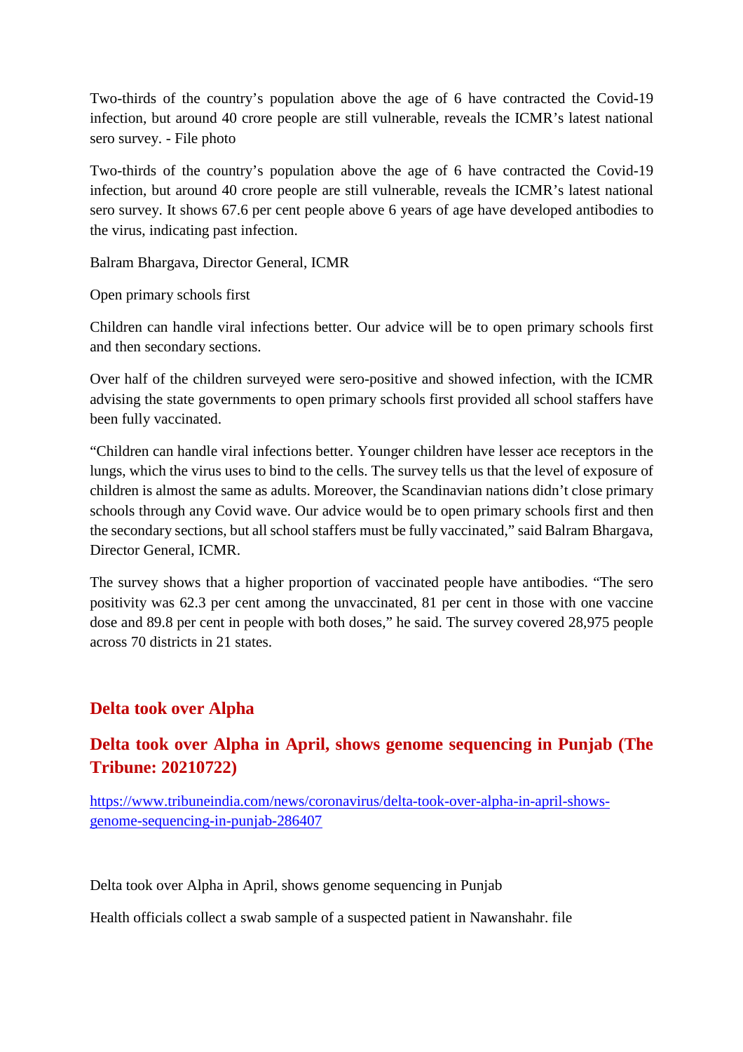Two-thirds of the country's population above the age of 6 have contracted the Covid-19 infection, but around 40 crore people are still vulnerable, reveals the ICMR's latest national sero survey. - File photo

Two-thirds of the country's population above the age of 6 have contracted the Covid-19 infection, but around 40 crore people are still vulnerable, reveals the ICMR's latest national sero survey. It shows 67.6 per cent people above 6 years of age have developed antibodies to the virus, indicating past infection.

Balram Bhargava, Director General, ICMR

Open primary schools first

Children can handle viral infections better. Our advice will be to open primary schools first and then secondary sections.

Over half of the children surveyed were sero-positive and showed infection, with the ICMR advising the state governments to open primary schools first provided all school staffers have been fully vaccinated.

"Children can handle viral infections better. Younger children have lesser ace receptors in the lungs, which the virus uses to bind to the cells. The survey tells us that the level of exposure of children is almost the same as adults. Moreover, the Scandinavian nations didn't close primary schools through any Covid wave. Our advice would be to open primary schools first and then the secondary sections, but all school staffers must be fully vaccinated," said Balram Bhargava, Director General, ICMR.

The survey shows that a higher proportion of vaccinated people have antibodies. "The sero positivity was 62.3 per cent among the unvaccinated, 81 per cent in those with one vaccine dose and 89.8 per cent in people with both doses," he said. The survey covered 28,975 people across 70 districts in 21 states.

## Delta took over Alpha

## Delta took over Alpha in April, shows genome sequencing in Punjab (The Tribune: 20210722)

https://www.tribuneindia.com/news/coronavirus/delta-took-over-alpha-in-april-shows-genome-sequencing-in-punjab-286407

Delta took over Alpha in April, shows genome sequencing in Punjab

Health officials collect a swab sample of a suspected patient in Nawanshahr. file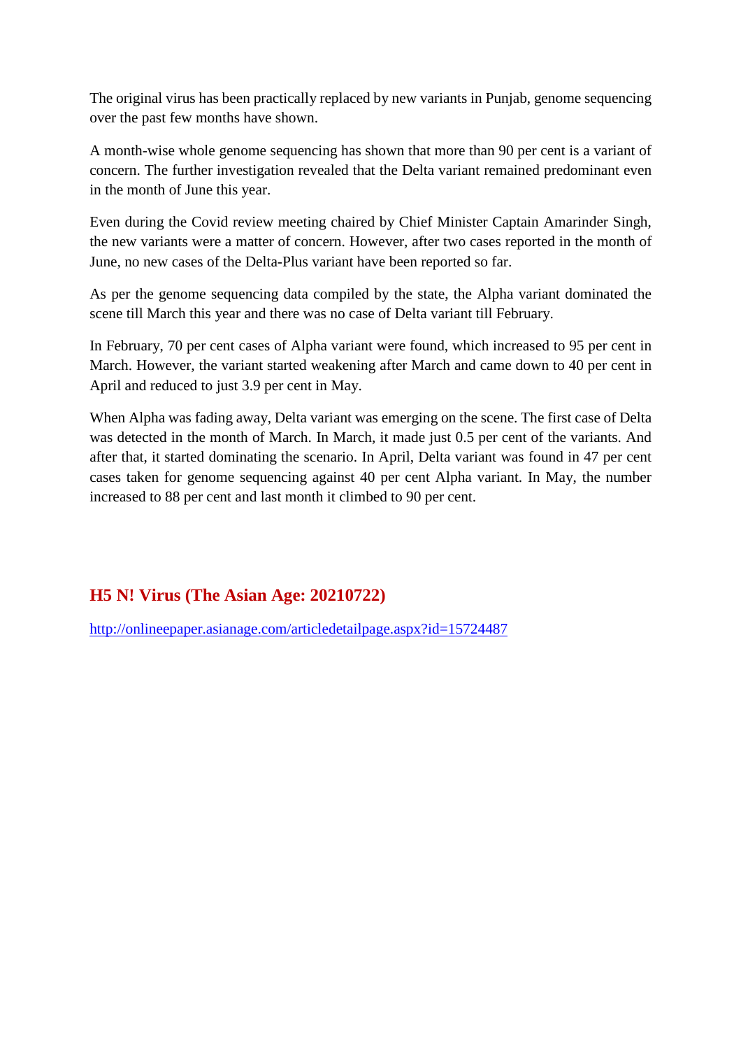The original virus has been practically replaced by new variants in Punjab, genome sequencing over the past few months have shown.

A month-wise whole genome sequencing has shown that more than 90 per cent is a variant of concern. The further investigation revealed that the Delta variant remained predominant even in the month of June this year.

Even during the Covid review meeting chaired by Chief Minister Captain Amarinder Singh, the new variants were a matter of concern. However, after two cases reported in the month of June, no new cases of the Delta-Plus variant have been reported so far.

As per the genome sequencing data compiled by the state, the Alpha variant dominated the scene till March this year and there was no case of Delta variant till February.

In February, 70 per cent cases of Alpha variant were found, which increased to 95 per cent in March. However, the variant started weakening after March and came down to 40 per cent in April and reduced to just 3.9 per cent in May.

When Alpha was fading away, Delta variant was emerging on the scene. The first case of Delta was detected in the month of March. In March, it made just 0.5 per cent of the variants. And after that, it started dominating the scenario. In April, Delta variant was found in 47 per cent cases taken for genome sequencing against 40 per cent Alpha variant. In May, the number increased to 88 per cent and last month it climbed to 90 per cent.

## H5 N! Virus (The Asian Age: 20210722)

http://onlineepaper.asianage.com/articledetailpage.aspx?id=15724487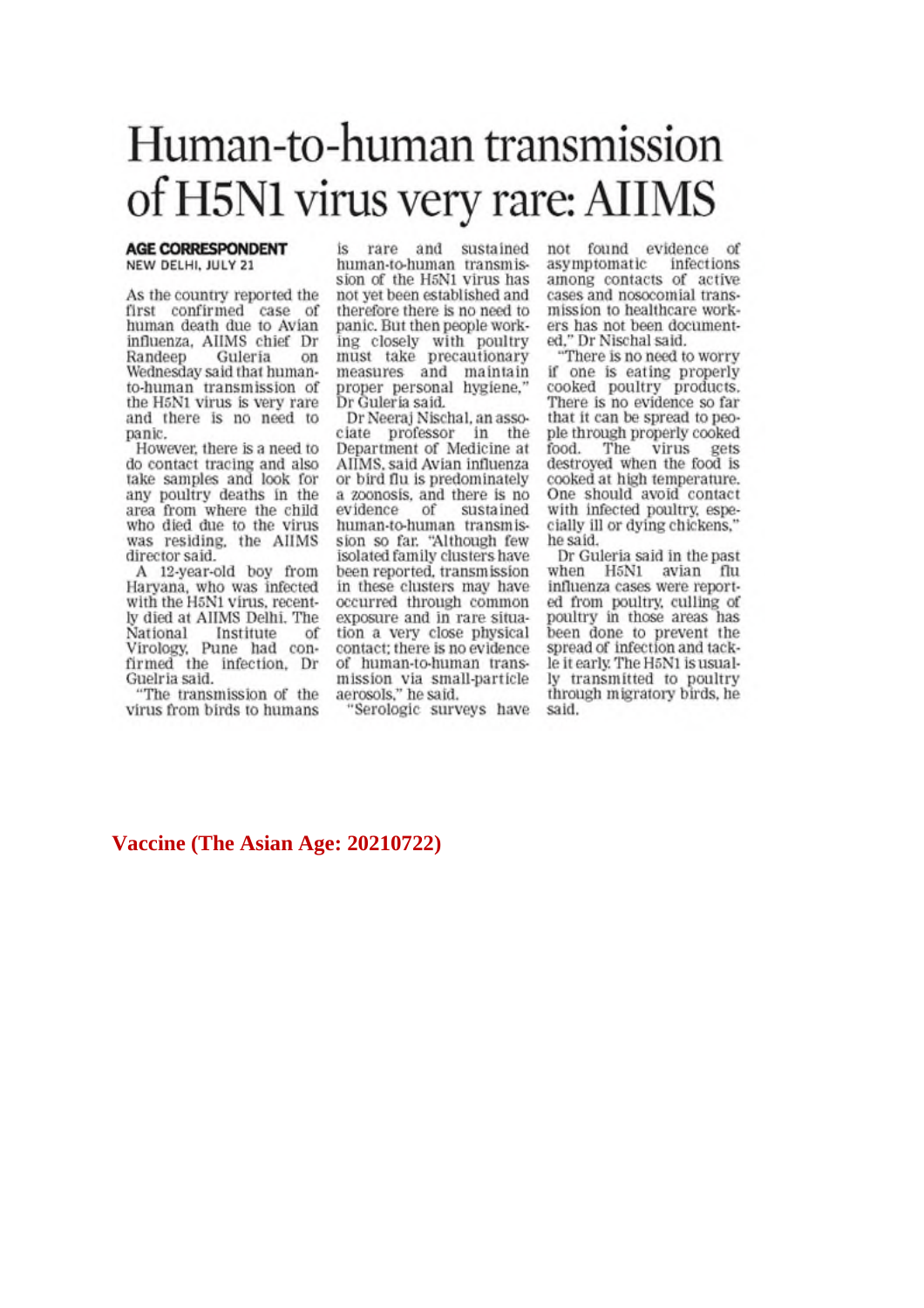# Human-to-human transmission of H5N1 virus very rare: AIIMS

**AGE CORRESPONDENT**
NEW DELHI, JULY 21

As the country reported the first confirmed case of human death due to Avian influenza, AIIMS chief Dr Randeep Guleria on Wednesday said that human-to-human transmission of the H5N1 virus is very rare and there is no need to panic.

However, there is a need to do contact tracing and also take samples and look for any poultry deaths in the area from where the child who died due to the virus was residing, the AIIMS director said.

A 12-year-old boy from Haryana, who was infected with the H5N1 virus, recently died at AIIMS Delhi. The National Institute of Virology, Pune had confirmed the infection, Dr Guelria said.

"The transmission of the virus from birds to humans is rare and sustained human-to-human transmission of the H5N1 virus has not yet been established and therefore there is no need to panic. But then people working closely with poultry must take precautionary measures and maintain proper personal hygiene," Dr Guleria said.

Dr Neeraj Nischal, an associate professor in the Department of Medicine at AIIMS, said Avian influenza or bird flu is predominately a zoonosis, and there is no evidence of sustained human-to-human transmission so far. "Although few isolated family clusters have been reported, transmission in these clusters may have occurred through common exposure and in rare situation a very close physical contact; there is no evidence of human-to-human transmission via small-particle aerosols," he said.

"Serologic surveys have not found evidence of asymptomatic infections among contacts of active cases and nosocomial transmission to healthcare workers has not been documented," Dr Nischal said.

"There is no need to worry if one is eating properly cooked poultry products. There is no evidence so far that it can be spread to people through properly cooked food. The virus gets destroyed when the food is cooked at high temperature. One should avoid contact with infected poultry, especially ill or dying chickens," he said.

Dr Guleria said in the past when H5N1 avian flu influenza cases were reported from poultry, culling of poultry in those areas has been done to prevent the spread of infection and tackle it early. The H5N1 is usually transmitted to poultry through migratory birds, he said.

**Vaccine (The Asian Age: 20210722)**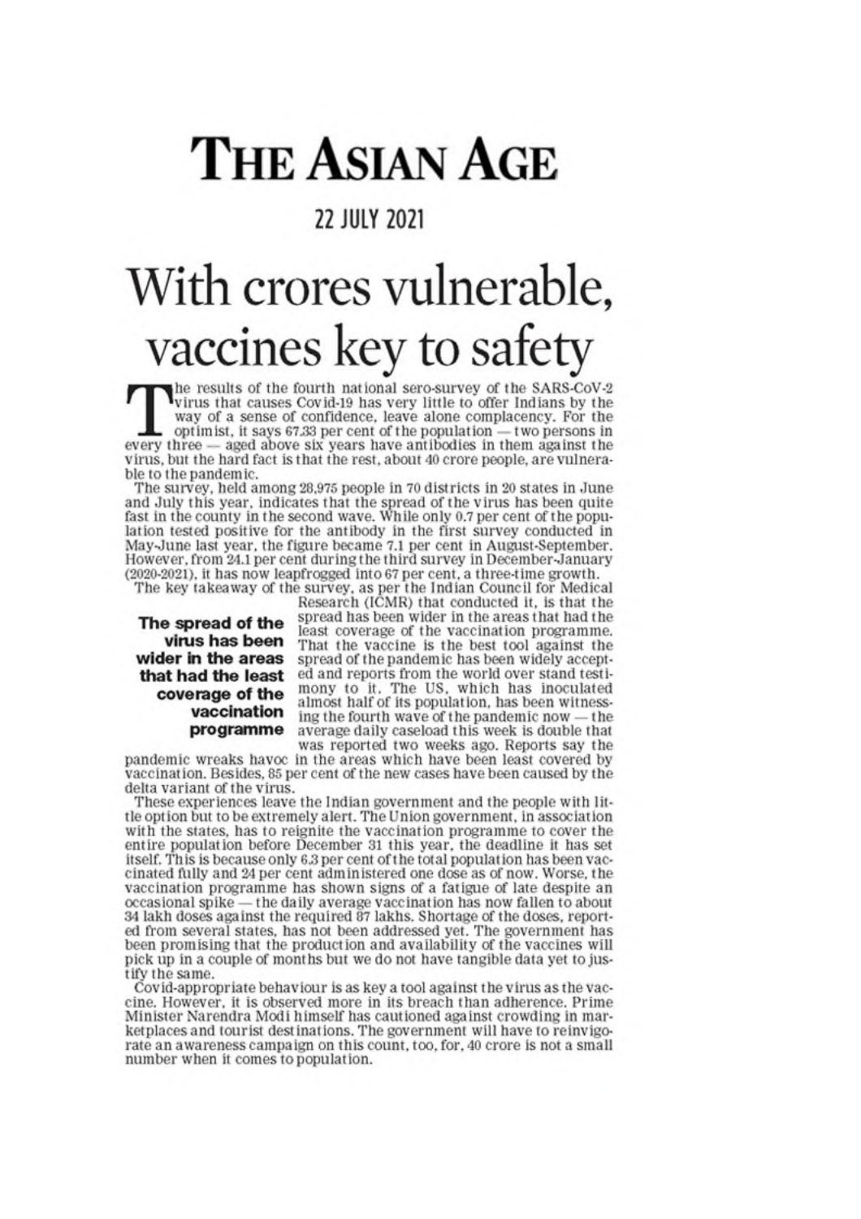# THE ASIAN AGE

22 JULY 2021

# With crores vulnerable, vaccines key to safety

The results of the fourth national sero-survey of the SARS-CoV-2 virus that causes Covid-19 has very little to offer Indians by the way of a sense of confidence, leave alone complacency. For the optimist, it says 67.33 per cent of the population — two persons in every three — aged above six years have antibodies in them against the virus, but the hard fact is that the rest, about 40 crore people, are vulnerable to the pandemic.

The survey, held among 28,975 people in 70 districts in 20 states in June and July this year, indicates that the spread of the virus has been quite fast in the county in the second wave. While only 0.7 per cent of the population tested positive for the antibody in the first survey conducted in May-June last year, the figure became 7.1 per cent in August-September. However, from 24.1 per cent during the third survey in December-January (2020-2021), it has now leapfrogged into 67 per cent, a three-time growth.

The key takeaway of the survey, as per the Indian Council for Medical Research (ICMR) that conducted it, is that the spread has been wider in the areas that had the least coverage of the vaccination programme. That the vaccine is the best tool against the spread of the pandemic has been widely accepted and reports from the world over stand testimony to it. The US, which has inoculated almost half of its population, has been witnessing the fourth wave of the pandemic now — the average daily caseload this week is double that was reported two weeks ago. Reports say the pandemic wreaks havoc in the areas which have been least covered by vaccination. Besides, 85 per cent of the new cases have been caused by the delta variant of the virus.

**The spread of the virus has been wider in the areas that had the least coverage of the vaccination programme**

These experiences leave the Indian government and the people with little option but to be extremely alert. The Union government, in association with the states, has to reignite the vaccination programme to cover the entire population before December 31 this year, the deadline it has set itself. This is because only 6.3 per cent of the total population has been vaccinated fully and 24 per cent administered one dose as of now. Worse, the vaccination programme has shown signs of a fatigue of late despite an occasional spike — the daily average vaccination has now fallen to about 34 lakh doses against the required 87 lakhs. Shortage of the doses, reported from several states, has not been addressed yet. The government has been promising that the production and availability of the vaccines will pick up in a couple of months but we do not have tangible data yet to justify the same.

Covid-appropriate behaviour is as key a tool against the virus as the vaccine. However, it is observed more in its breach than adherence. Prime Minister Narendra Modi himself has cautioned against crowding in marketplaces and tourist destinations. The government will have to reinvigorate an awareness campaign on this count, too, for, 40 crore is not a small number when it comes to population.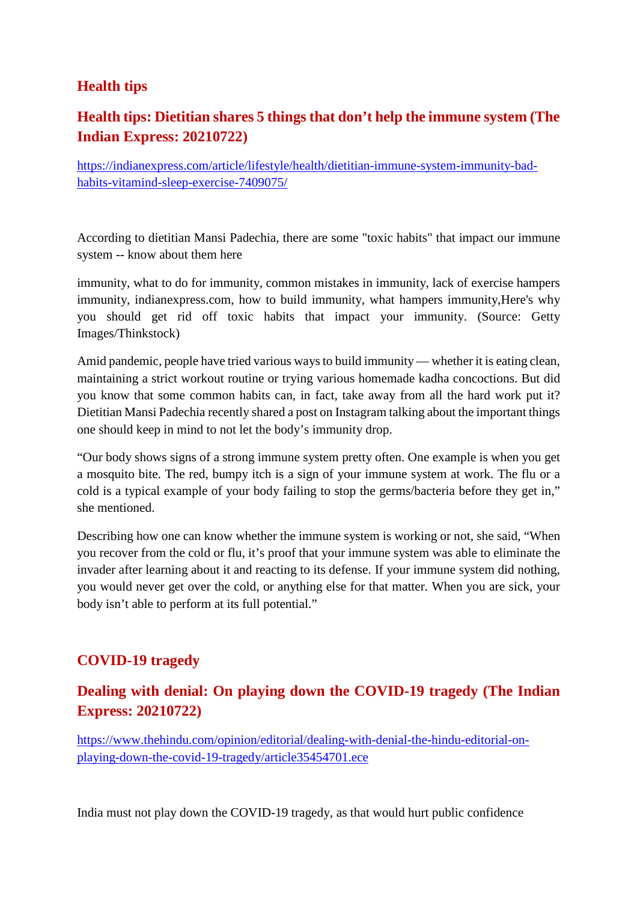## Health tips

## Health tips: Dietitian shares 5 things that don't help the immune system (The Indian Express: 20210722)

https://indianexpress.com/article/lifestyle/health/dietitian-immune-system-immunity-bad-habits-vitamind-sleep-exercise-7409075/

According to dietitian Mansi Padechia, there are some "toxic habits" that impact our immune system -- know about them here

immunity, what to do for immunity, common mistakes in immunity, lack of exercise hampers immunity, indianexpress.com, how to build immunity, what hampers immunity,Here's why you should get rid off toxic habits that impact your immunity. (Source: Getty Images/Thinkstock)

Amid pandemic, people have tried various ways to build immunity — whether it is eating clean, maintaining a strict workout routine or trying various homemade kadha concoctions. But did you know that some common habits can, in fact, take away from all the hard work put it? Dietitian Mansi Padechia recently shared a post on Instagram talking about the important things one should keep in mind to not let the body's immunity drop.

"Our body shows signs of a strong immune system pretty often. One example is when you get a mosquito bite. The red, bumpy itch is a sign of your immune system at work. The flu or a cold is a typical example of your body failing to stop the germs/bacteria before they get in," she mentioned.

Describing how one can know whether the immune system is working or not, she said, "When you recover from the cold or flu, it's proof that your immune system was able to eliminate the invader after learning about it and reacting to its defense. If your immune system did nothing, you would never get over the cold, or anything else for that matter. When you are sick, your body isn't able to perform at its full potential."

## COVID-19 tragedy

## Dealing with denial: On playing down the COVID-19 tragedy (The Indian Express: 20210722)

https://www.thehindu.com/opinion/editorial/dealing-with-denial-the-hindu-editorial-on-playing-down-the-covid-19-tragedy/article35454701.ece

India must not play down the COVID-19 tragedy, as that would hurt public confidence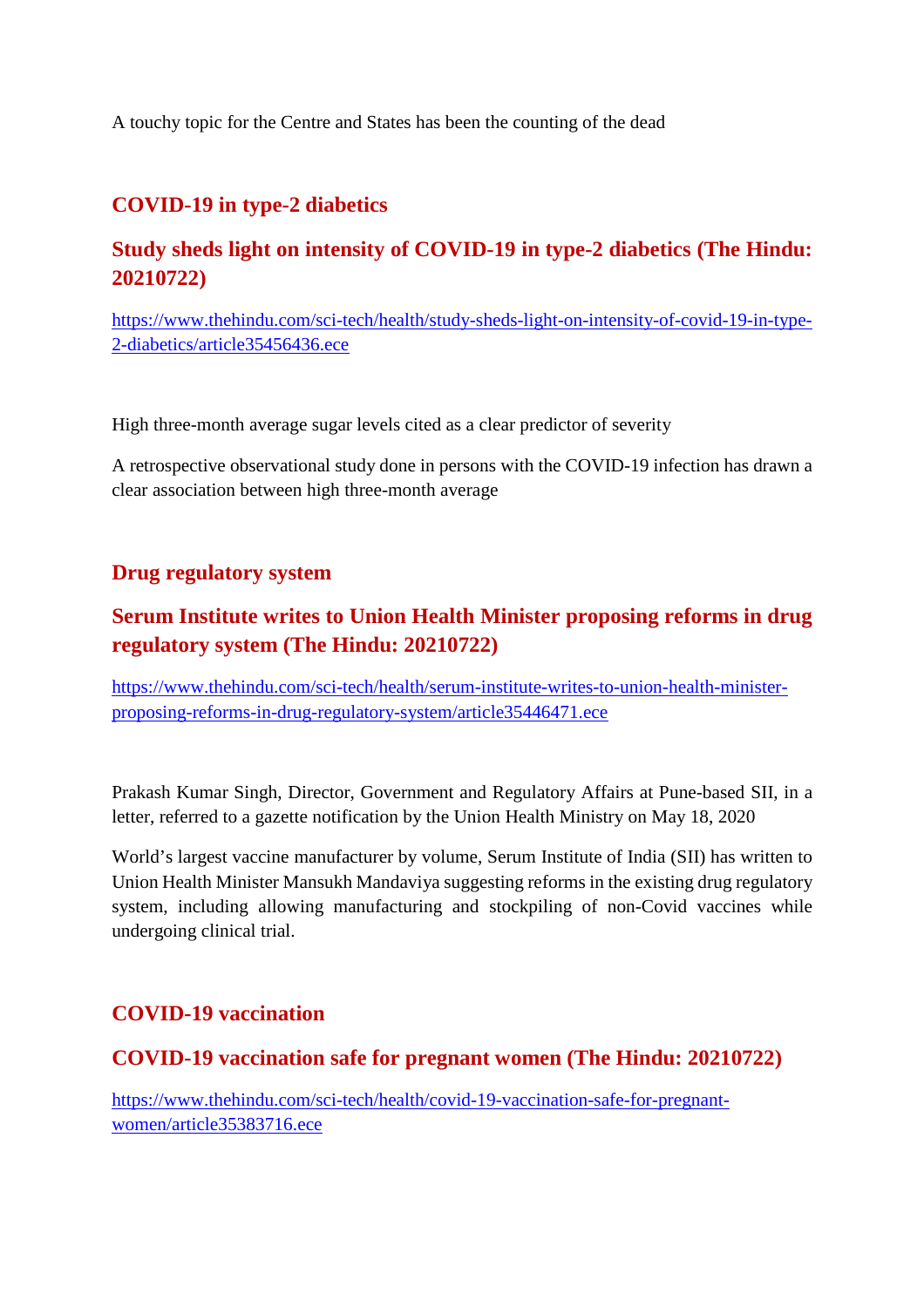A touchy topic for the Centre and States has been the counting of the dead

## COVID-19 in type-2 diabetics

### Study sheds light on intensity of COVID-19 in type-2 diabetics (The Hindu: 20210722)

https://www.thehindu.com/sci-tech/health/study-sheds-light-on-intensity-of-covid-19-in-type-2-diabetics/article35456436.ece

High three-month average sugar levels cited as a clear predictor of severity

A retrospective observational study done in persons with the COVID-19 infection has drawn a clear association between high three-month average

## Drug regulatory system

### Serum Institute writes to Union Health Minister proposing reforms in drug regulatory system (The Hindu: 20210722)

https://www.thehindu.com/sci-tech/health/serum-institute-writes-to-union-health-minister-proposing-reforms-in-drug-regulatory-system/article35446471.ece

Prakash Kumar Singh, Director, Government and Regulatory Affairs at Pune-based SII, in a letter, referred to a gazette notification by the Union Health Ministry on May 18, 2020

World's largest vaccine manufacturer by volume, Serum Institute of India (SII) has written to Union Health Minister Mansukh Mandaviya suggesting reforms in the existing drug regulatory system, including allowing manufacturing and stockpiling of non-Covid vaccines while undergoing clinical trial.

## COVID-19 vaccination

### COVID-19 vaccination safe for pregnant women (The Hindu: 20210722)

https://www.thehindu.com/sci-tech/health/covid-19-vaccination-safe-for-pregnant-women/article35383716.ece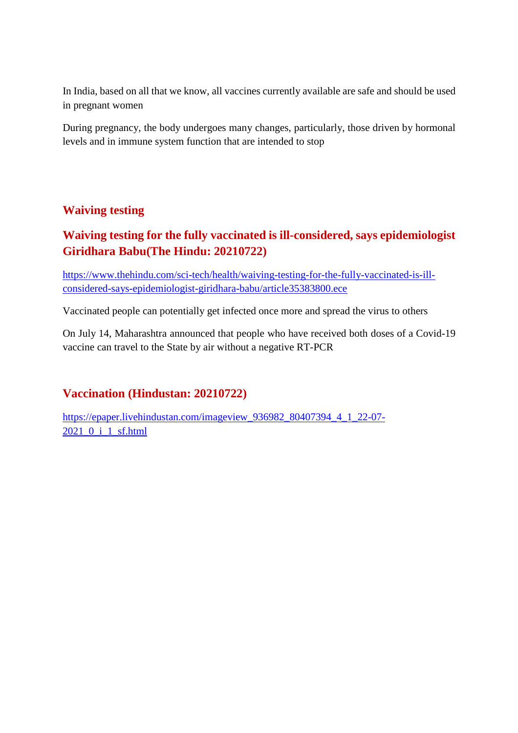In India, based on all that we know, all vaccines currently available are safe and should be used in pregnant women

During pregnancy, the body undergoes many changes, particularly, those driven by hormonal levels and in immune system function that are intended to stop

## Waiving testing

## Waiving testing for the fully vaccinated is ill-considered, says epidemiologist Giridhara Babu(The Hindu: 20210722)

https://www.thehindu.com/sci-tech/health/waiving-testing-for-the-fully-vaccinated-is-ill-considered-says-epidemiologist-giridhara-babu/article35383800.ece

Vaccinated people can potentially get infected once more and spread the virus to others

On July 14, Maharashtra announced that people who have received both doses of a Covid-19 vaccine can travel to the State by air without a negative RT-PCR

## Vaccination (Hindustan: 20210722)

https://epaper.livehindustan.com/imageview_936982_80407394_4_1_22-07-2021_0_i_1_sf.html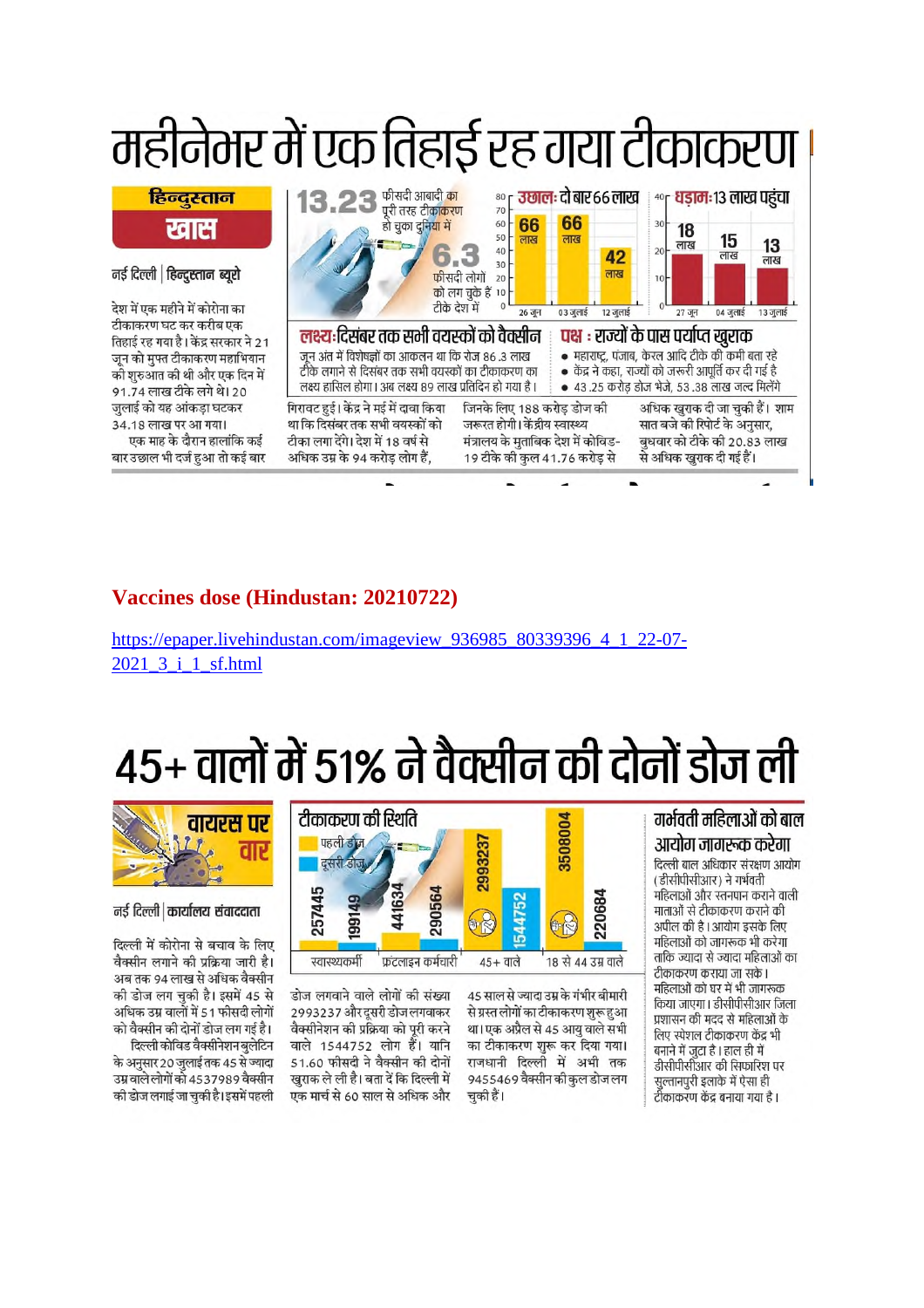# महीनेभर में एक तिहाई रह गया टीकाकरण

**हिन्दुस्तान खास**

नई दिल्ली | हिन्दुस्तान ब्यूरो

देश में एक महीने में कोरोना का टीकाकरण घट कर करीब एक तिहाई रह गया है। केंद्र सरकार ने 21 जून को मुफ्त टीकाकरण महाभियान की शुरुआत की थी और एक दिन में 91.74 लाख टीके लगे थे। 20 जुलाई को यह आंकड़ा घटकर 34.18 लाख पर आ गया।

एक माह के दौरान हालांकि कई बार उछाल भी दर्ज हुआ तो कई बार गिरावट हुई। केंद्र ने मई में दावा किया था कि दिसंबर तक सभी वयस्कों को टीका लगा देंगे। देश में 18 वर्ष से अधिक उम्र के 94 करोड़ लोग हैं, जिनके लिए 188 करोड़ डोज की जरूरत होगी। केंद्रीय स्वास्थ्य मंत्रालय के मुताबिक देश में कोविड-19 टीके की कुल 41.76 करोड़ से अधिक खुराक दी जा चुकी हैं। शाम सात बजे की रिपोर्ट के अनुसार, बुधवार को टीके की 20.83 लाख से अधिक खुराक दी गई हैं।

**13.23** फीसदी आबादी का पूरी तरह टीकाकरण हो चुका दुनिया में

**6.3** फीसदी लोगों को लग चुके हैं टीके देश में

**उछाल: दो बार 66 लाख**

| तारीख | टीके |
|---|---|
| 26 जून | 66 लाख |
| 03 जुलाई | 66 लाख |
| 12 जुलाई | 42 लाख |

**धड़ाम: 13 लाख पहुंचा**

| तारीख | टीके |
|---|---|
| 27 जून | 18 लाख |
| 04 जुलाई | 15 लाख |
| 13 जुलाई | 13 लाख |

**लक्ष्य: दिसंबर तक सभी वयस्कों को वैक्सीन**

जून अंत में विशेषज्ञों का आकलन था कि रोज 86.3 लाख टीके लगाने से दिसंबर तक सभी वयस्कों का टीकाकरण का लक्ष्य हासिल होगा। अब लक्ष्य 89 लाख प्रतिदिन हो गया है।

**पक्ष : राज्यों के पास पर्याप्त खुराक**

- महाराष्ट्र, पंजाब, केरल आदि टीके की कमी बता रहे
- केंद्र ने कहा, राज्यों को जरूरी आपूर्ति कर दी गई है
- 43.25 करोड़ डोज भेजे, 53.38 लाख जल्द मिलेंगे

## Vaccines dose (Hindustan: 20210722)

https://epaper.livehindustan.com/imageview_936985_80339396_4_1_22-07-2021_3_i_1_sf.html

# 45+ वालों में 51% ने वैक्सीन की दोनों डोज ली

**वायरस पर वार**

नई दिल्ली | कार्यालय संवाददाता

दिल्ली में कोरोना से बचाव के लिए वैक्सीन लगाने की प्रक्रिया जारी है। अब तक 94 लाख से अधिक वैक्सीन की डोज लग चुकी है। इसमें 45 से अधिक उम्र वालों में 51 फीसदी लोगों को वैक्सीन की दोनों डोज लग गई है।

दिल्ली कोविड वैक्सीनेशन बुलेटिन के अनुसार 20 जुलाई तक 45 से ज्यादा उम्र वाले लोगों को 4537989 वैक्सीन की डोज लगाई जा चुकी है। इसमें पहली डोज लगवाने वाले लोगों की संख्या 2993237 और दूसरी डोज लगवाकर वैक्सीनेशन की प्रक्रिया को पूरी करने वाले 1544752 लोग हैं। यानि 51.60 फीसदी ने वैक्सीन की दोनों खुराक ले ली है। बता दें कि दिल्ली में एक मार्च से 60 साल से अधिक और 45 साल से ज्यादा उम्र के गंभीर बीमारी से ग्रस्त लोगों का टीकाकरण शुरू हुआ था। एक अप्रैल से 45 आयु वाले सभी का टीकाकरण शुरू कर दिया गया। राजधानी दिल्ली में अभी तक 9455469 वैक्सीन की कुल डोज लग चुकी हैं।

**टीकाकरण की स्थिति**

| वर्ग | पहली डोज | दूसरी डोज |
|---|---|---|
| स्वास्थ्यकर्मी | 257445 | 199149 |
| फ्रंटलाइन कर्मचारी | 441634 | 290564 |
| 45+ वाले | 2993237 | 1544752 |
| 18 से 44 उम्र वाले | 3508004 | 220684 |

**गर्भवती महिलाओं को बाल आयोग जागरूक करेगा**

दिल्ली बाल अधिकार संरक्षण आयोग (डीसीपीसीआर) ने गर्भवती महिलाओं और स्तनपान कराने वाली माताओं से टीकाकरण कराने की अपील की है। आयोग इसके लिए महिलाओं को जागरूक भी करेगा ताकि ज्यादा से ज्यादा महिलाओं का टीकाकरण कराया जा सके। महिलाओं को घर में भी जागरूक किया जाएगा। डीसीपीसीआर जिला प्रशासन की मदद से महिलाओं के लिए स्पेशल टीकाकरण केंद्र भी बनाने में जुटा है। हाल ही में डीसीपीसीआर की सिफारिश पर सुल्तानपुरी इलाके में ऐसा ही टीकाकरण केंद्र बनाया गया है।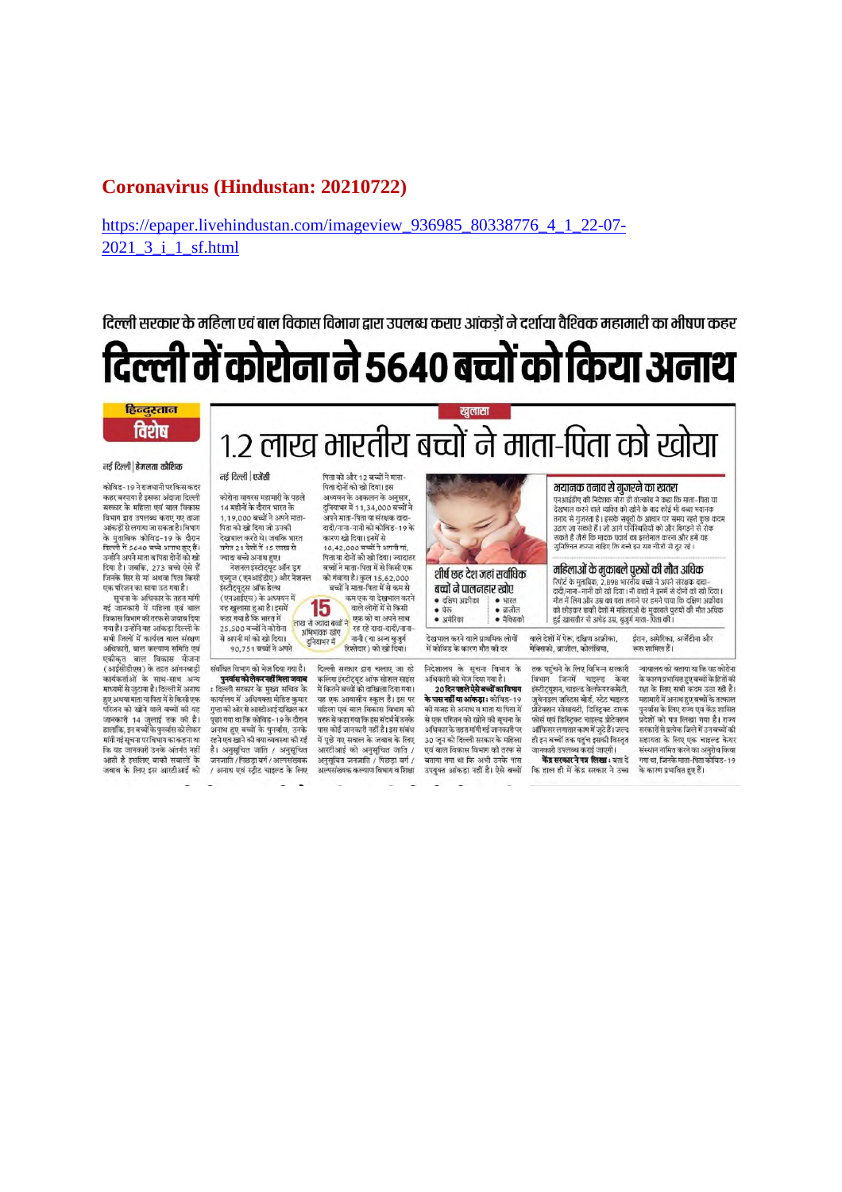## Coronavirus (Hindustan: 20210722)

https://epaper.livehindustan.com/imageview_936985_80338776_4_1_22-07-2021_3_i_1_sf.html

दिल्ली सरकार के महिला एवं बाल विकास विभाग द्वारा उपलब्ध कराए आंकड़ों ने दर्शाया वैश्विक महामारी का भीषण कहर

# दिल्ली में कोरोना ने 5640 बच्चों को किया अनाथ

हिन्दुस्तान विशेष

नई दिल्ली | हेमलता कौशिक

कोविड-19 ने राजधानी पर किस कदर कहर बरपाया है इसका अंदाजा दिल्ली सरकार के महिला एवं बाल विकास विभाग द्वारा उपलब्ध कराए गए ताजा आंकड़ों से लगाया जा सकता है। विभाग के मुताबिक कोविड-19 के दौरान दिल्ली में 5640 बच्चे अनाथ हुए हैं। उन्होंने अपने माता व पिता दोनों को खो दिया है। जबकि, 273 बच्चे ऐसे हैं जिनके सिर से मां अथवा पिता किसी एक परिजन का साया उठ गया है।

सूचना के अधिकार के तहत मांगी गई जानकारी में महिला एवं बाल विकास विभाग की तरफ से जवाब दिया गया है। उन्होंने यह आंकड़ा दिल्ली के सभी जिलों में कार्यरत बाल संरक्षण अधिकारी, बाल कल्याण समिति एवं एकीकृत बाल विकास योजना (आईसीडीएस) के तहत आंगनबाड़ी कार्यकर्ताओं के साथ-साथ अन्य माध्यमों से जुटाया है। दिल्ली में अनाथ हुए अथवा माता या पिता में से किसी एक परिजन को खोने वाले बच्चों की यह जानकारी 14 जुलाई तक की है। हालांकि, इन बच्चों के पुनर्वास को लेकर मांगी गई सूचना पर विभाग का कहना था कि यह जानकारी उनके अंतर्गत नहीं आती है इसलिए, बाकी सवालों के जवाब के लिए इस आरटीआई को संबंधित विभाग को भेज दिया गया है।

**पुनर्वास को लेकर नहीं मिला जवाब :** दिल्ली सरकार के मुख्य सचिव के कार्यालय में अधिवक्ता मोहित कुमार गुप्ता की ओर से आरटीआई दाखिल कर पूछा गया था कि कोविड-19 के दौरान अनाथ हुए बच्चों के पुनर्वास, उनके रहने एवं खाने की क्या व्यवस्था की गई है। अनुसूचित जाति / अनुसूचित जनजाति / पिछड़ा वर्ग / अल्पसंख्यक / अनाथ एवं स्ट्रीट चाइल्ड के लिए दिल्ली सरकार द्वारा चलाए जा रहे कल्पिया इंस्टीट्यूट ऑफ सोशल साइंस में कितने बच्चों को दाखिला दिया गया। यह एक आवासीय स्कूल है। इस पर महिला एवं बाल विकास विभाग की तरफ से कहा गया कि इस विषय में उनके पास कोई जानकारी नहीं है। इस संबंध में पूछे गए सवाल के जवाब के लिए आरटीआई को अनुसूचित जाति / अनुसूचित जनजाति / पिछड़ा वर्ग / अल्पसंख्यक कल्याण विभाग व शिक्षा निदेशालय के सूचना विभाग के अधिकारी को भेज दिया गया है।

**20 दिन पहले ऐसे बच्चों का विभाग के पास नहीं था आंकड़ा :** कोविड-19 की वजह से अनाथ व माता या पिता में से एक परिजन को खोने की सूचना के अधिकार के तहत मांगी गई जानकारी पर 30 जून को दिल्ली सरकार के महिला एवं बाल विकास विभाग की तरफ से बताया गया था कि अभी उनके पास उपयुक्त आंकड़ा नहीं है। ऐसे बच्चों तक पहुंचने के लिए विभिन्न सरकारी विभाग जिनमें चाइल्ड केयर इंस्टीट्यूशन, चाइल्ड वेलफेयर कमेटी, जुवेनाइल जस्टिस बोर्ड, स्टेट चाइल्ड प्रोटेक्शन सोसायटी, डिस्ट्रिक्ट टास्क फोर्स एवं डिस्ट्रिक्ट चाइल्ड प्रोटेक्शन ऑफिसर लगातार काम में जुटे हैं। जल्द ही इन बच्चों तक पहुंच इसकी विस्तृत जानकारी उपलब्ध कराई जाएगी।

**केंद्र सरकार ने पत्र लिखा :** बता दें कि हाल ही में केंद्र सरकार ने उच्च न्यायालय को बताया था कि वह कोरोना के कारण प्रभावित हुए बच्चों के हितों की रक्षा के लिए सभी कदम उठा रही है। महामारी में अनाथ हुए बच्चों के तत्काल पुनर्वास के लिए राज्य एवं केंद्र शासित प्रदेशों को पत्र लिखा गया है। राज्य सरकारों से प्रत्येक जिले में उन बच्चों की सहायता के लिए एक चाइल्ड केयर संस्थान नामित करने का अनुरोध किया गया था, जिनके माता-पिता कोविड-19 के कारण प्रभावित हुए हैं।

खुलासा

## 1.2 लाख भारतीय बच्चों ने माता-पिता को खोया

नई दिल्ली | एजेंसी

कोरोना वायरस महामारी के पहले 14 महीनों के दौरान भारत के 1,19,000 बच्चों ने अपने माता-पिता को खो दिया जो उनकी देखभाल करते थे। जबकि भारत समेत 21 देशों में 15 लाख से ज्यादा बच्चे अनाथ हुए।

नेशनल इंस्टीट्यूट ऑन ड्रग एब्यूज (एनआईडीए) और नेशनल इंस्टीट्यूट्स ऑफ हेल्थ (एनआईएच) के अध्ययन में यह खुलासा हुआ है। इसमें कहा गया है कि भारत में 25,500 बच्चों ने कोरोना से अपनी मां को खो दिया। 90,751 बच्चों ने अपने पिता को और 12 बच्चों ने माता-पिता दोनों को खो दिया। इस अध्ययन के आकलन के अनुसार, दुनियाभर में 11,34,000 बच्चों ने अपने माता-पिता या संरक्षक दादा-दादी/नाना-नानी को कोविड-19 के कारण खो दिया। इनमें से 10,42,000 बच्चों ने अपनी मां, पिता या दोनों को खो दिया। ज्यादातर बच्चों ने माता-पिता में से किसी एक को गंवाया है। कुल 15,62,000 बच्चों ने माता-पिता में से कम से कम एक या देखभाल करने वाले लोगों में से किसी एक को या अपने साथ रह रहे दादा-दादी/नाना-नानी (या अन्य बुजुर्ग रिश्तेदार) को खो दिया।

**15** लाख से ज्यादा बच्चों ने अभिभावक खोए दुनियाभर में

### शीर्ष छह देश जहां सर्वाधिक बच्चों ने पालनहार खोए

- दक्षिण अफ्रीका
- पेरू
- अमेरिका
- भारत
- ब्राजील
- मैक्सिको

देखभाल करने वाले प्राथमिक लोगों में कोविड के कारण मौत की दर वाले देशों में पेरू, दक्षिण अफ्रीका, मैक्सिको, ब्राजील, कोलंबिया, ईरान, अमेरिका, अर्जेंटीना और रूस शामिल हैं।

### भयानक तनाव से गुजरने का खतरा

एनआईडीए की निदेशक नोरा डी वोल्कोव ने कहा कि माता-पिता या देखभाल करने वाले व्यक्ति को खोने के बाद कोई भी बच्चा भयानक तनाव से गुजरता है। इसके सबूतों के आधार पर हमें तुरंत कुछ कदम उठाए जा सकते हैं। जो आगे परिस्थितियों को और बिगड़ने से रोक सकते हैं जैसे कि मादक पदार्थ का इस्तेमाल करना और हमें यह सुनिश्चित करना चाहिए कि बच्चे इन सब चीजों से दूर रहें।

### महिलाओं के मुकाबले पुरुषों की मौत अधिक

रिपोर्ट के मुताबिक, 2,898 भारतीय बच्चों ने अपने संरक्षक दादा-दादी/नाना-नानी को खो दिया। नौ बच्चों ने इनमें से दोनों को खो दिया। मौत में लिंग और उम्र का पता लगाने पर हमने पाया कि दक्षिण अफ्रीका को छोड़कर बाकी देशों में महिलाओं के मुकाबले पुरुषों की मौत अधिक हुई खासतौर से अधेड़ उम्र, बुजुर्ग माता-पिता की।